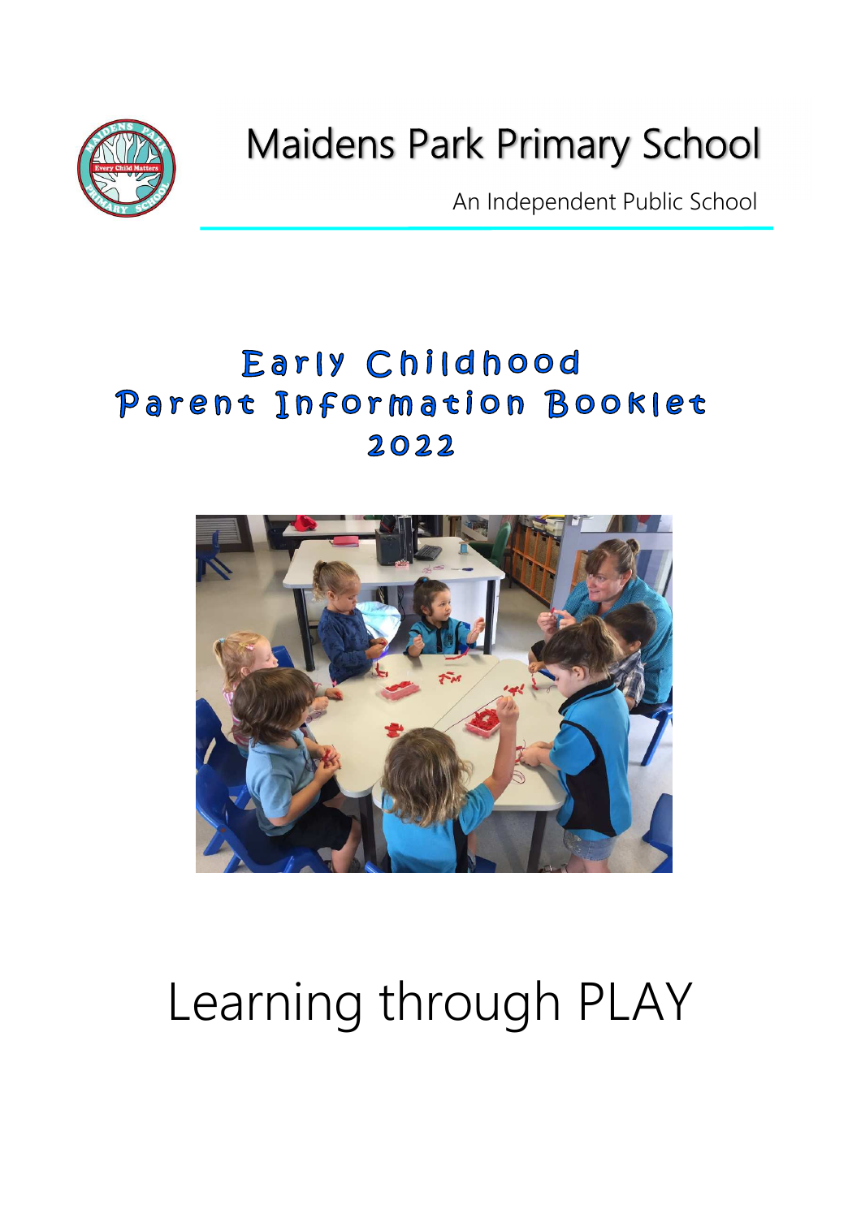# Maidens Park Primary School

An Independent Public School

## Early Childhood
## Parent Information Booklet
## 2022

# Learning through PLAY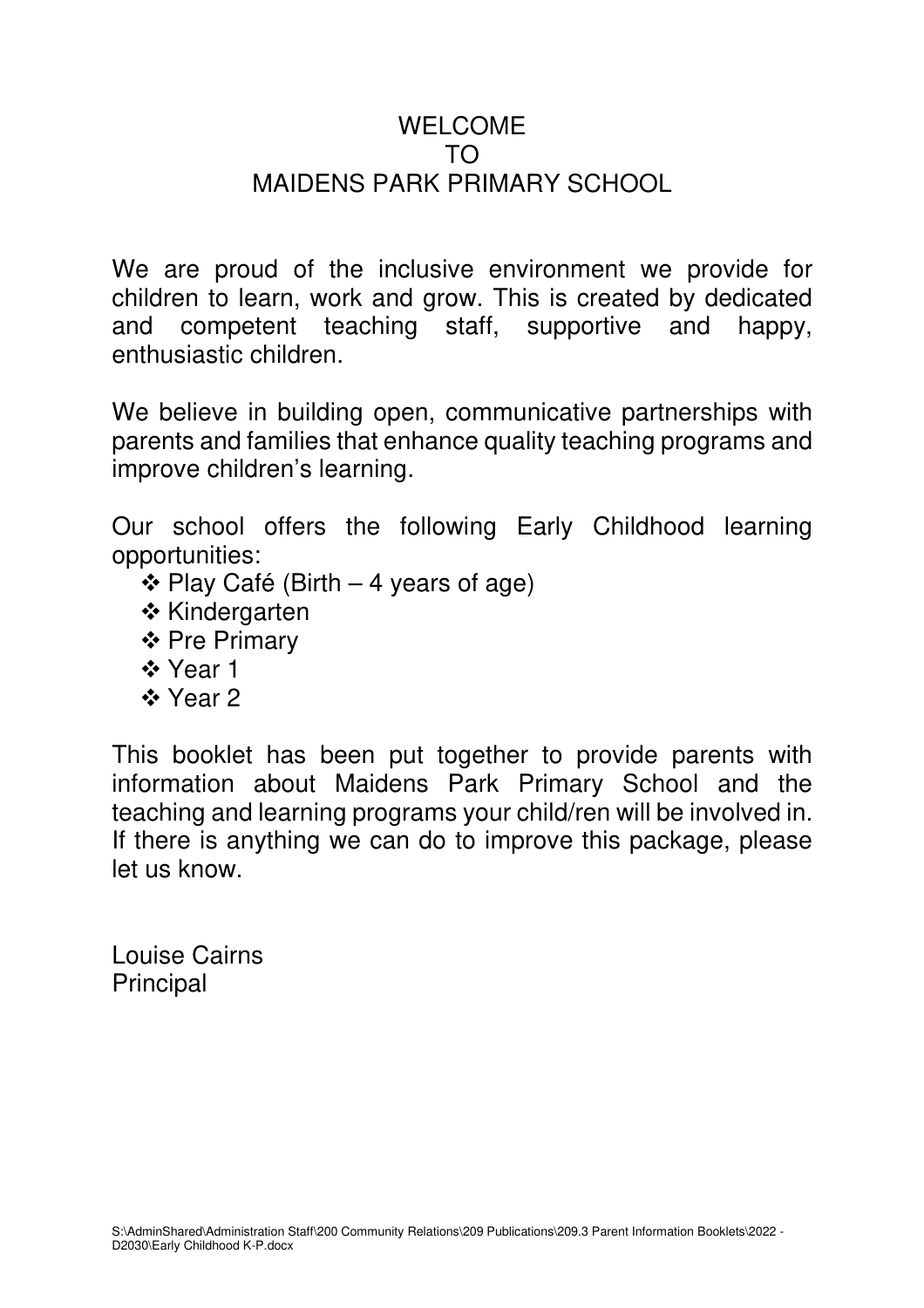# WELCOME TO MAIDENS PARK PRIMARY SCHOOL

We are proud of the inclusive environment we provide for children to learn, work and grow. This is created by dedicated and competent teaching staff, supportive and happy, enthusiastic children.

We believe in building open, communicative partnerships with parents and families that enhance quality teaching programs and improve children's learning.

Our school offers the following Early Childhood learning opportunities:

- Play Café (Birth – 4 years of age)
- Kindergarten
- Pre Primary
- Year 1
- Year 2

This booklet has been put together to provide parents with information about Maidens Park Primary School and the teaching and learning programs your child/ren will be involved in. If there is anything we can do to improve this package, please let us know.

Louise Cairns
Principal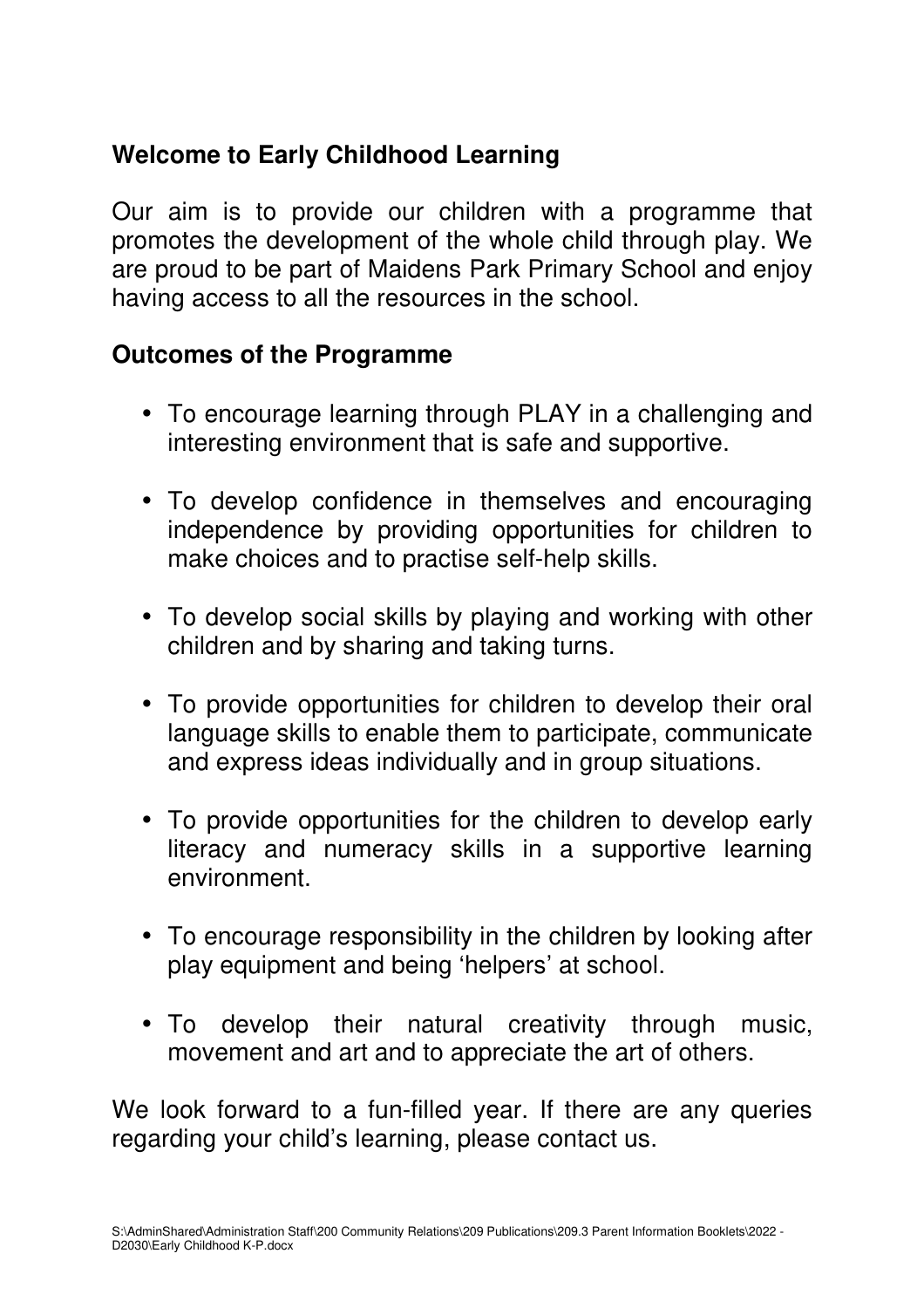## Welcome to Early Childhood Learning

Our aim is to provide our children with a programme that promotes the development of the whole child through play. We are proud to be part of Maidens Park Primary School and enjoy having access to all the resources in the school.

## Outcomes of the Programme

- To encourage learning through PLAY in a challenging and interesting environment that is safe and supportive.
- To develop confidence in themselves and encouraging independence by providing opportunities for children to make choices and to practise self-help skills.
- To develop social skills by playing and working with other children and by sharing and taking turns.
- To provide opportunities for children to develop their oral language skills to enable them to participate, communicate and express ideas individually and in group situations.
- To provide opportunities for the children to develop early literacy and numeracy skills in a supportive learning environment.
- To encourage responsibility in the children by looking after play equipment and being 'helpers' at school.
- To develop their natural creativity through music, movement and art and to appreciate the art of others.

We look forward to a fun-filled year. If there are any queries regarding your child's learning, please contact us.

S:\AdminShared\Administration Staff\200 Community Relations\209 Publications\209.3 Parent Information Booklets\2022 - D2030\Early Childhood K-P.docx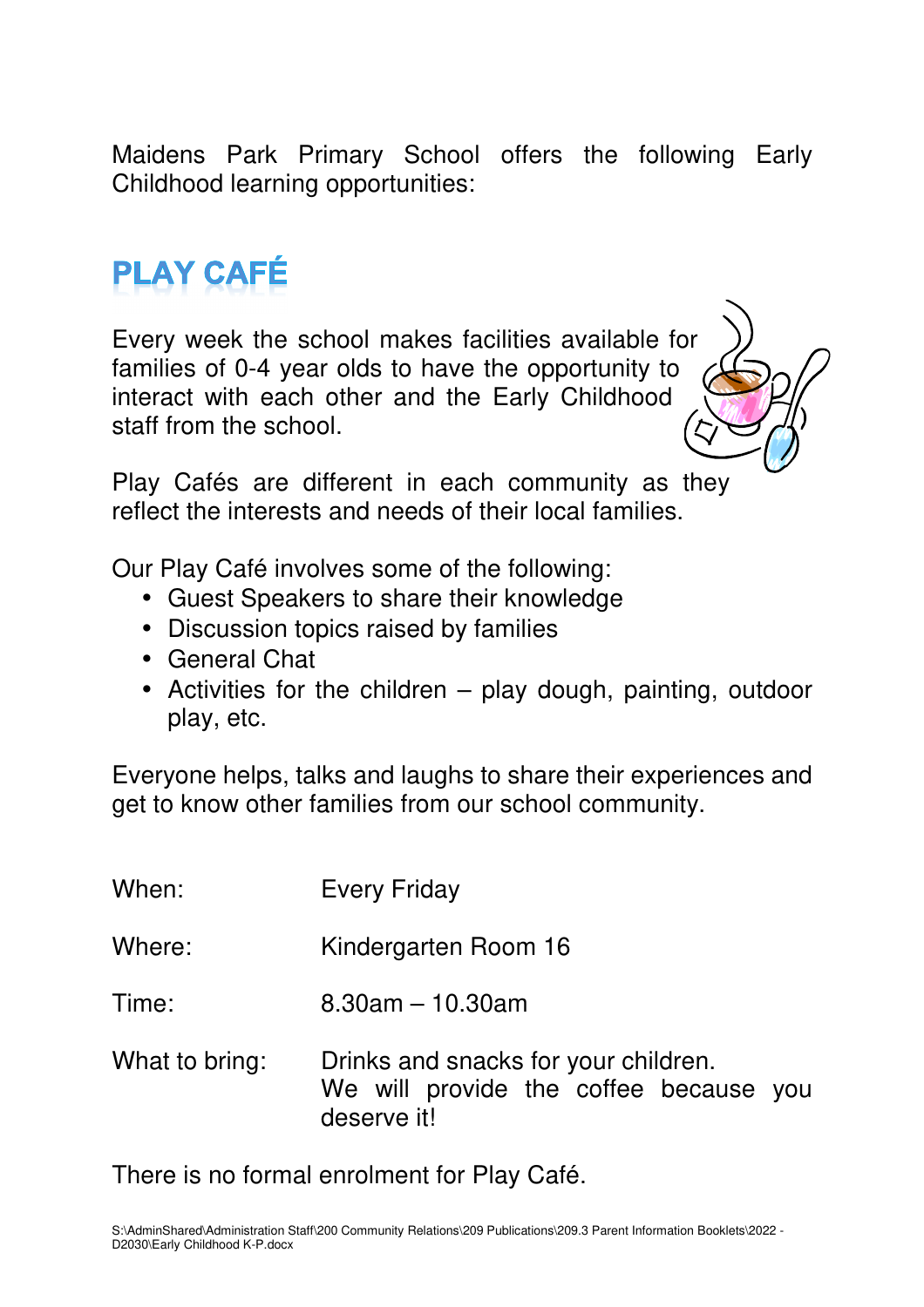Maidens Park Primary School offers the following Early Childhood learning opportunities:

## PLAY CAFÉ

Every week the school makes facilities available for families of 0-4 year olds to have the opportunity to interact with each other and the Early Childhood staff from the school.

Play Cafés are different in each community as they reflect the interests and needs of their local families.

Our Play Café involves some of the following:

- Guest Speakers to share their knowledge
- Discussion topics raised by families
- General Chat
- Activities for the children – play dough, painting, outdoor play, etc.

Everyone helps, talks and laughs to share their experiences and get to know other families from our school community.

| | |
|---|---|
| When: | Every Friday |
| Where: | Kindergarten Room 16 |
| Time: | 8.30am – 10.30am |
| What to bring: | Drinks and snacks for your children. We will provide the coffee because you deserve it! |

There is no formal enrolment for Play Café.

S:\AdminShared\Administration Staff\200 Community Relations\209 Publications\209.3 Parent Information Booklets\2022 - D2030\Early Childhood K-P.docx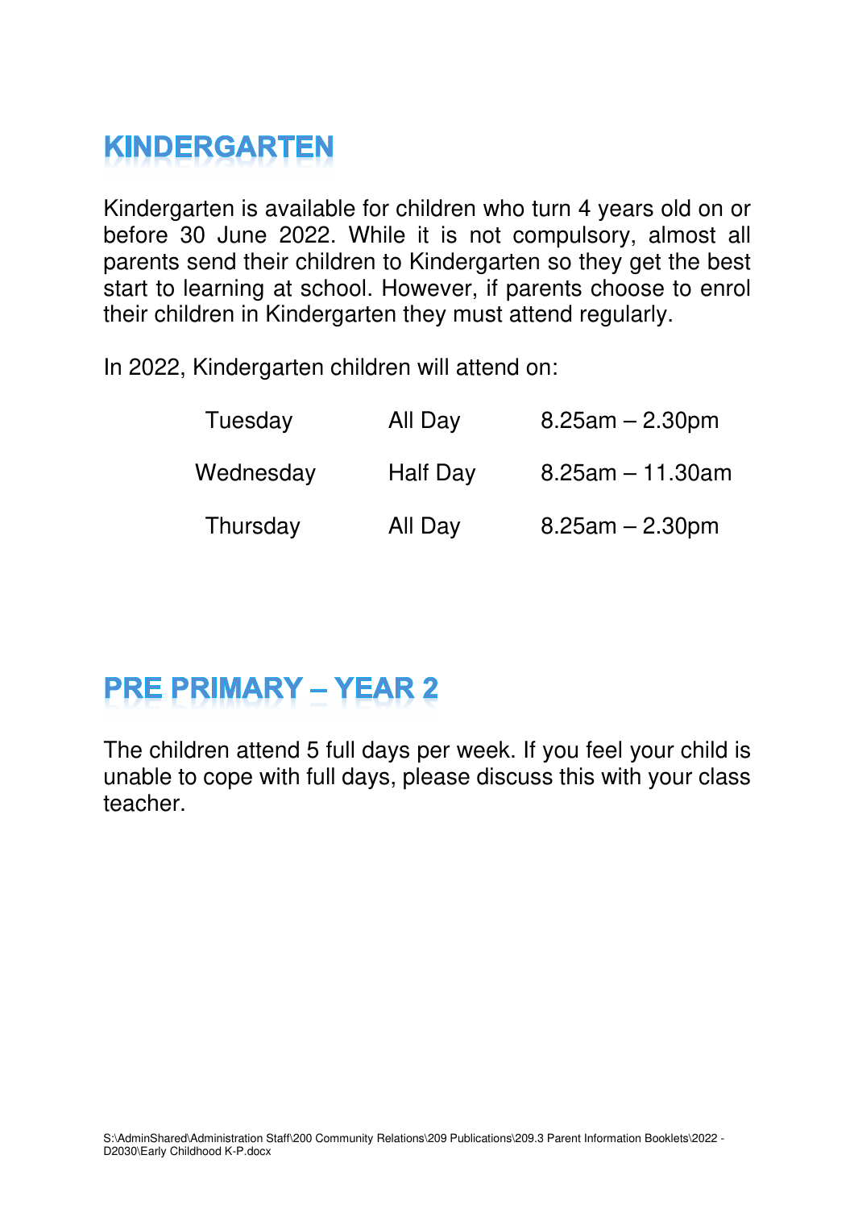# KINDERGARTEN

Kindergarten is available for children who turn 4 years old on or before 30 June 2022. While it is not compulsory, almost all parents send their children to Kindergarten so they get the best start to learning at school. However, if parents choose to enrol their children in Kindergarten they must attend regularly.

In 2022, Kindergarten children will attend on:

| | | |
|---|---|---|
| Tuesday | All Day | 8.25am – 2.30pm |
| Wednesday | Half Day | 8.25am – 11.30am |
| Thursday | All Day | 8.25am – 2.30pm |

# PRE PRIMARY – YEAR 2

The children attend 5 full days per week. If you feel your child is unable to cope with full days, please discuss this with your class teacher.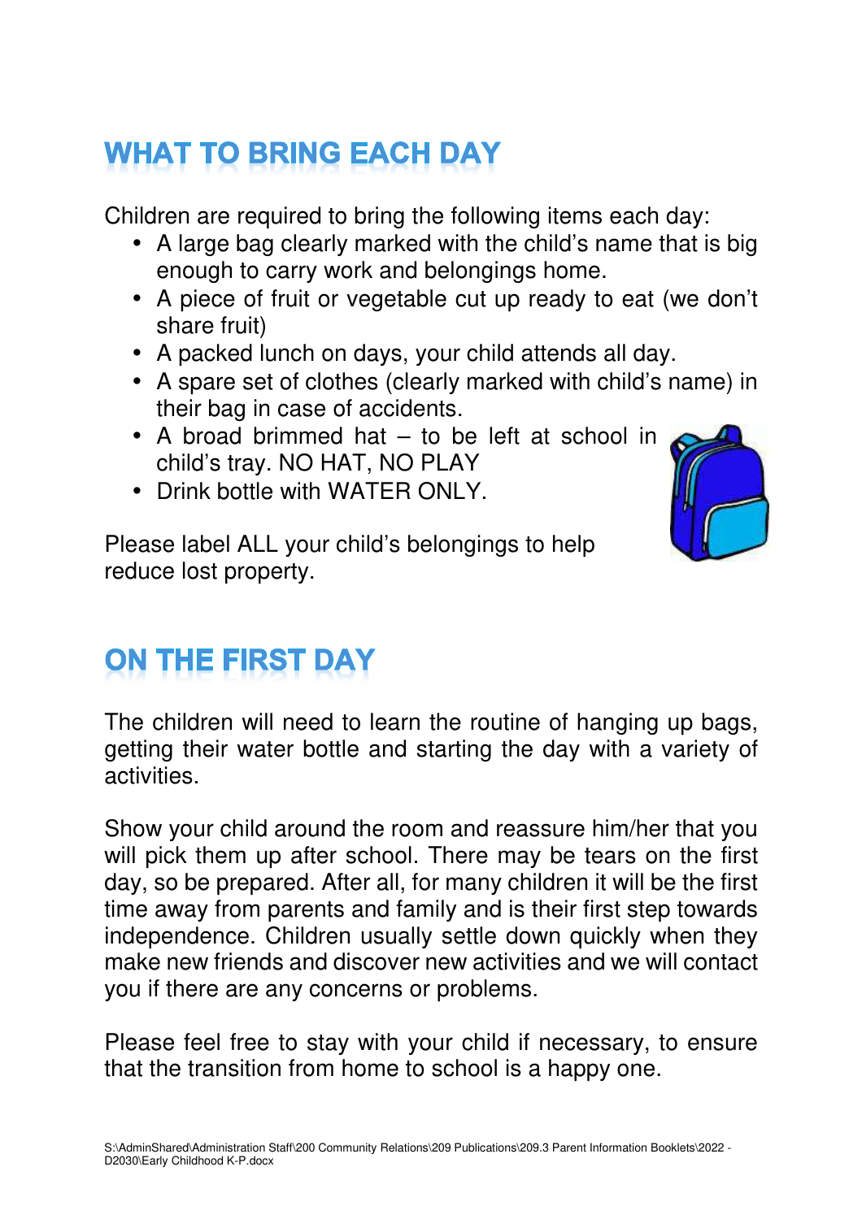## WHAT TO BRING EACH DAY

Children are required to bring the following items each day:

- A large bag clearly marked with the child's name that is big enough to carry work and belongings home.
- A piece of fruit or vegetable cut up ready to eat (we don't share fruit)
- A packed lunch on days, your child attends all day.
- A spare set of clothes (clearly marked with child's name) in their bag in case of accidents.
- A broad brimmed hat – to be left at school in child's tray. NO HAT, NO PLAY
- Drink bottle with WATER ONLY.

Please label ALL your child's belongings to help reduce lost property.

## ON THE FIRST DAY

The children will need to learn the routine of hanging up bags, getting their water bottle and starting the day with a variety of activities.

Show your child around the room and reassure him/her that you will pick them up after school. There may be tears on the first day, so be prepared. After all, for many children it will be the first time away from parents and family and is their first step towards independence. Children usually settle down quickly when they make new friends and discover new activities and we will contact you if there are any concerns or problems.

Please feel free to stay with your child if necessary, to ensure that the transition from home to school is a happy one.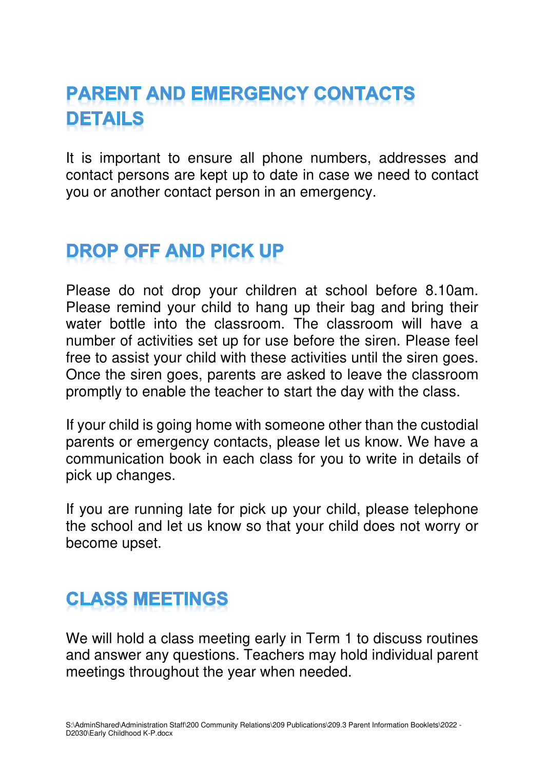## PARENT AND EMERGENCY CONTACTS DETAILS

It is important to ensure all phone numbers, addresses and contact persons are kept up to date in case we need to contact you or another contact person in an emergency.

## DROP OFF AND PICK UP

Please do not drop your children at school before 8.10am. Please remind your child to hang up their bag and bring their water bottle into the classroom. The classroom will have a number of activities set up for use before the siren. Please feel free to assist your child with these activities until the siren goes. Once the siren goes, parents are asked to leave the classroom promptly to enable the teacher to start the day with the class.

If your child is going home with someone other than the custodial parents or emergency contacts, please let us know. We have a communication book in each class for you to write in details of pick up changes.

If you are running late for pick up your child, please telephone the school and let us know so that your child does not worry or become upset.

## CLASS MEETINGS

We will hold a class meeting early in Term 1 to discuss routines and answer any questions. Teachers may hold individual parent meetings throughout the year when needed.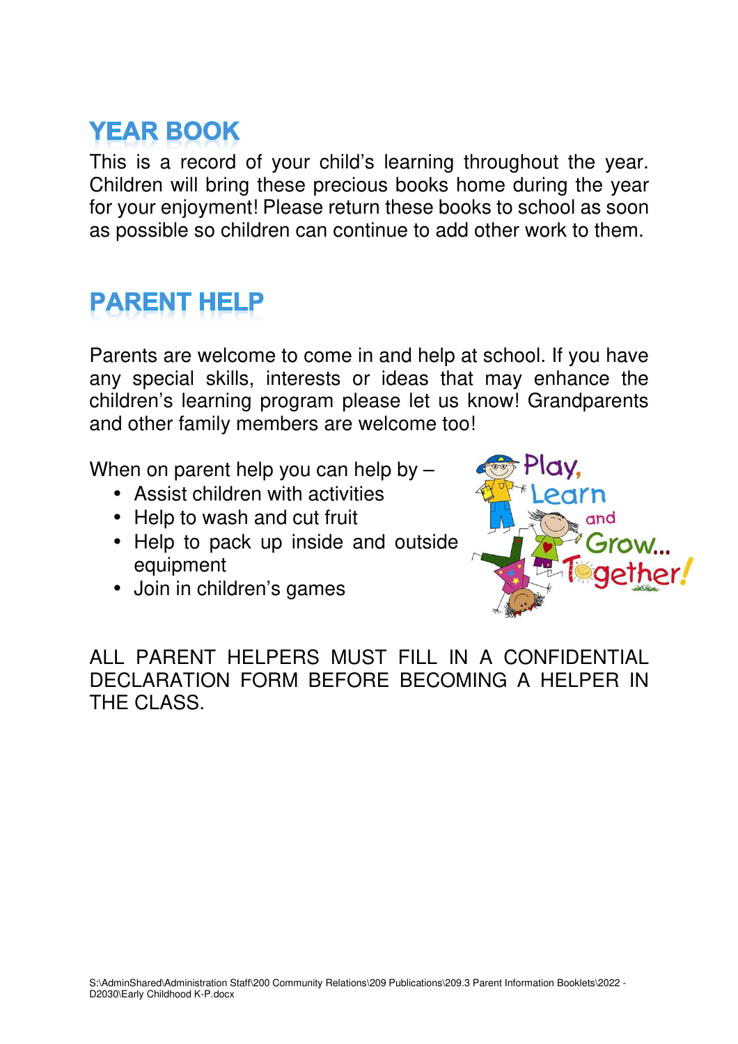## YEAR BOOK

This is a record of your child's learning throughout the year. Children will bring these precious books home during the year for your enjoyment! Please return these books to school as soon as possible so children can continue to add other work to them.

## PARENT HELP

Parents are welcome to come in and help at school. If you have any special skills, interests or ideas that may enhance the children's learning program please let us know! Grandparents and other family members are welcome too!

When on parent help you can help by –

- Assist children with activities
- Help to wash and cut fruit
- Help to pack up inside and outside equipment
- Join in children's games

ALL PARENT HELPERS MUST FILL IN A CONFIDENTIAL DECLARATION FORM BEFORE BECOMING A HELPER IN THE CLASS.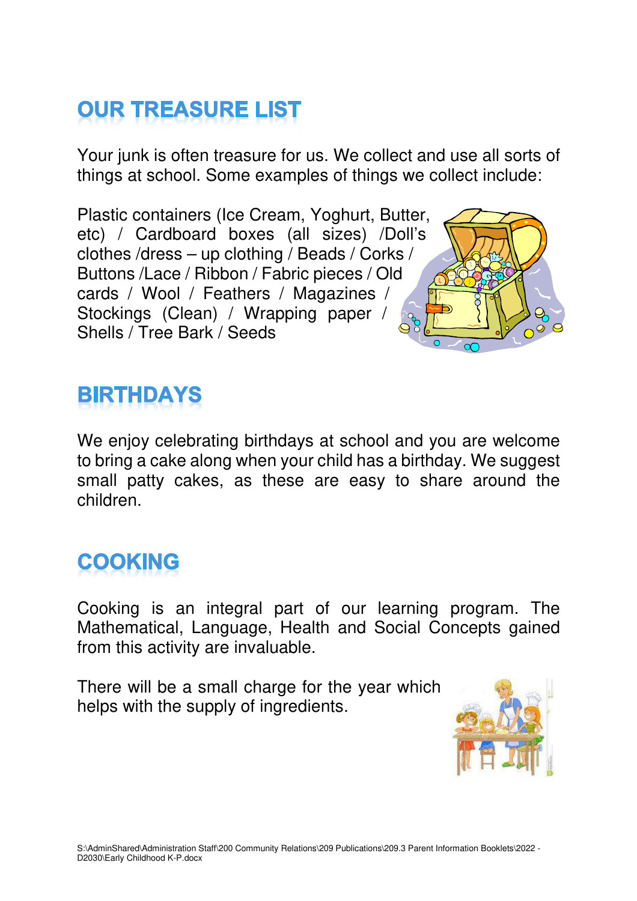## OUR TREASURE LIST

Your junk is often treasure for us. We collect and use all sorts of things at school. Some examples of things we collect include:

Plastic containers (Ice Cream, Yoghurt, Butter, etc) / Cardboard boxes (all sizes) /Doll's clothes /dress – up clothing / Beads / Corks / Buttons /Lace / Ribbon / Fabric pieces / Old cards / Wool / Feathers / Magazines / Stockings (Clean) / Wrapping paper / Shells / Tree Bark / Seeds

## BIRTHDAYS

We enjoy celebrating birthdays at school and you are welcome to bring a cake along when your child has a birthday. We suggest small patty cakes, as these are easy to share around the children.

## COOKING

Cooking is an integral part of our learning program. The Mathematical, Language, Health and Social Concepts gained from this activity are invaluable.

There will be a small charge for the year which helps with the supply of ingredients.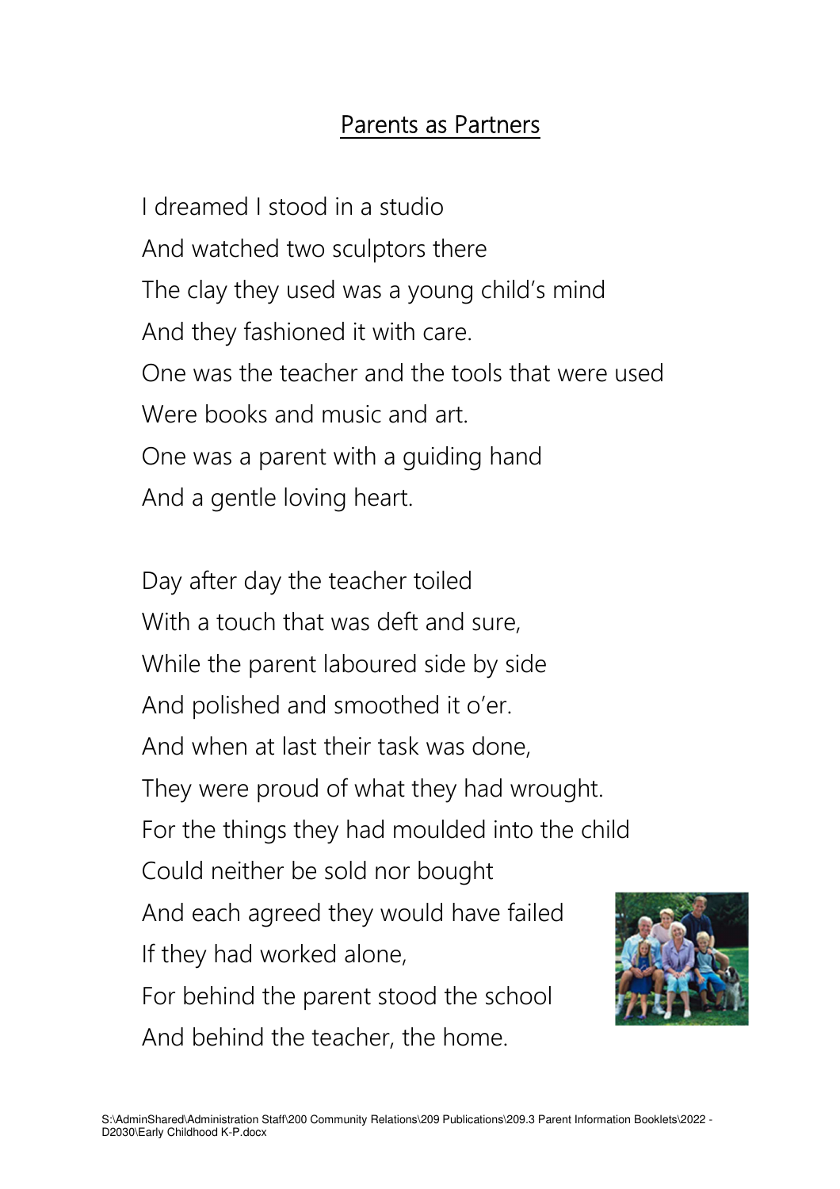## Parents as Partners

I dreamed I stood in a studio
And watched two sculptors there
The clay they used was a young child's mind
And they fashioned it with care.
One was the teacher and the tools that were used
Were books and music and art.
One was a parent with a guiding hand
And a gentle loving heart.

Day after day the teacher toiled
With a touch that was deft and sure,
While the parent laboured side by side
And polished and smoothed it o'er.
And when at last their task was done,
They were proud of what they had wrought.
For the things they had moulded into the child
Could neither be sold nor bought
And each agreed they would have failed
If they had worked alone,
For behind the parent stood the school
And behind the teacher, the home.